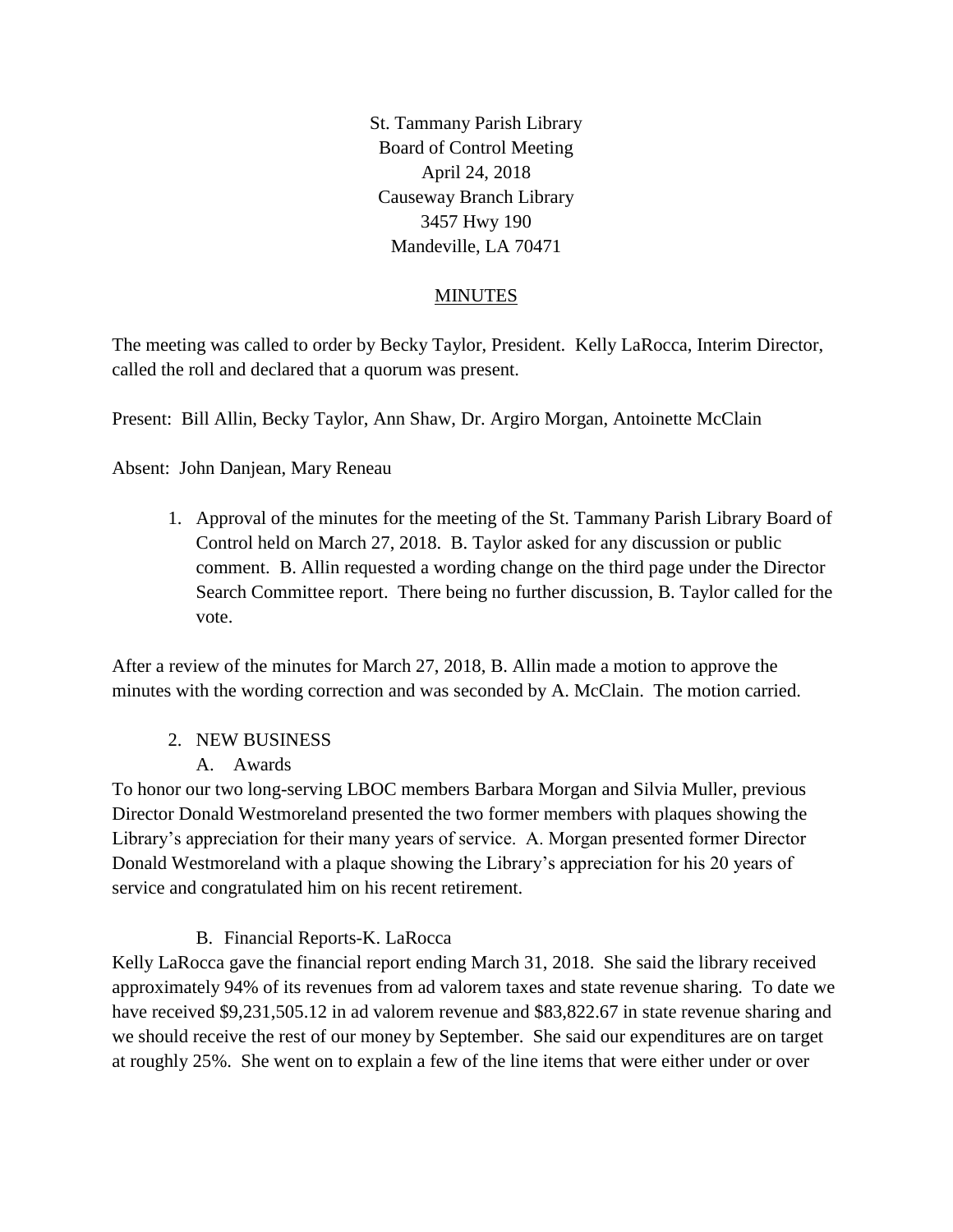St. Tammany Parish Library
Board of Control Meeting
April 24, 2018
Causeway Branch Library
3457 Hwy 190
Mandeville, LA 70471

## MINUTES

The meeting was called to order by Becky Taylor, President. Kelly LaRocca, Interim Director, called the roll and declared that a quorum was present.

Present: Bill Allin, Becky Taylor, Ann Shaw, Dr. Argiro Morgan, Antoinette McClain

Absent: John Danjean, Mary Reneau

1. Approval of the minutes for the meeting of the St. Tammany Parish Library Board of Control held on March 27, 2018. B. Taylor asked for any discussion or public comment. B. Allin requested a wording change on the third page under the Director Search Committee report. There being no further discussion, B. Taylor called for the vote.

After a review of the minutes for March 27, 2018, B. Allin made a motion to approve the minutes with the wording correction and was seconded by A. McClain. The motion carried.

2. NEW BUSINESS
   A. Awards

To honor our two long-serving LBOC members Barbara Morgan and Silvia Muller, previous Director Donald Westmoreland presented the two former members with plaques showing the Library's appreciation for their many years of service. A. Morgan presented former Director Donald Westmoreland with a plaque showing the Library's appreciation for his 20 years of service and congratulated him on his recent retirement.

   B. Financial Reports-K. LaRocca

Kelly LaRocca gave the financial report ending March 31, 2018. She said the library received approximately 94% of its revenues from ad valorem taxes and state revenue sharing. To date we have received $9,231,505.12 in ad valorem revenue and $83,822.67 in state revenue sharing and we should receive the rest of our money by September. She said our expenditures are on target at roughly 25%. She went on to explain a few of the line items that were either under or over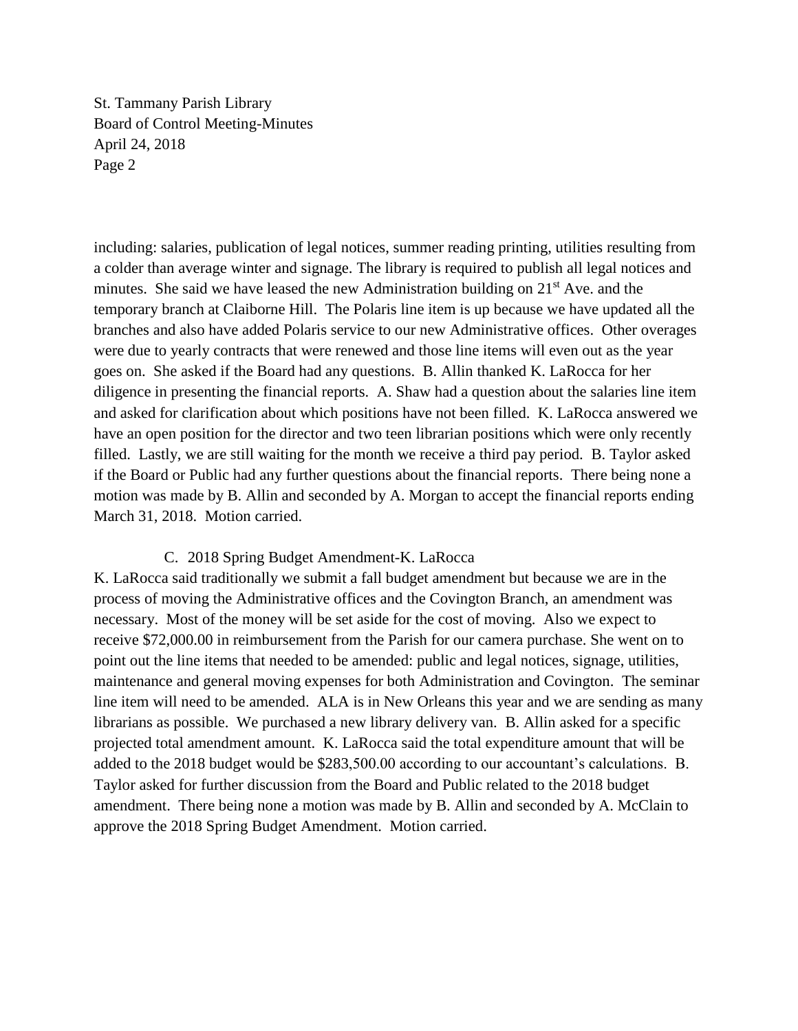including: salaries, publication of legal notices, summer reading printing, utilities resulting from a colder than average winter and signage. The library is required to publish all legal notices and minutes. She said we have leased the new Administration building on 21st Ave. and the temporary branch at Claiborne Hill. The Polaris line item is up because we have updated all the branches and also have added Polaris service to our new Administrative offices. Other overages were due to yearly contracts that were renewed and those line items will even out as the year goes on. She asked if the Board had any questions. B. Allin thanked K. LaRocca for her diligence in presenting the financial reports. A. Shaw had a question about the salaries line item and asked for clarification about which positions have not been filled. K. LaRocca answered we have an open position for the director and two teen librarian positions which were only recently filled. Lastly, we are still waiting for the month we receive a third pay period. B. Taylor asked if the Board or Public had any further questions about the financial reports. There being none a motion was made by B. Allin and seconded by A. Morgan to accept the financial reports ending March 31, 2018. Motion carried.

C. 2018 Spring Budget Amendment-K. LaRocca

K. LaRocca said traditionally we submit a fall budget amendment but because we are in the process of moving the Administrative offices and the Covington Branch, an amendment was necessary. Most of the money will be set aside for the cost of moving. Also we expect to receive $72,000.00 in reimbursement from the Parish for our camera purchase. She went on to point out the line items that needed to be amended: public and legal notices, signage, utilities, maintenance and general moving expenses for both Administration and Covington. The seminar line item will need to be amended. ALA is in New Orleans this year and we are sending as many librarians as possible. We purchased a new library delivery van. B. Allin asked for a specific projected total amendment amount. K. LaRocca said the total expenditure amount that will be added to the 2018 budget would be $283,500.00 according to our accountant's calculations. B. Taylor asked for further discussion from the Board and Public related to the 2018 budget amendment. There being none a motion was made by B. Allin and seconded by A. McClain to approve the 2018 Spring Budget Amendment. Motion carried.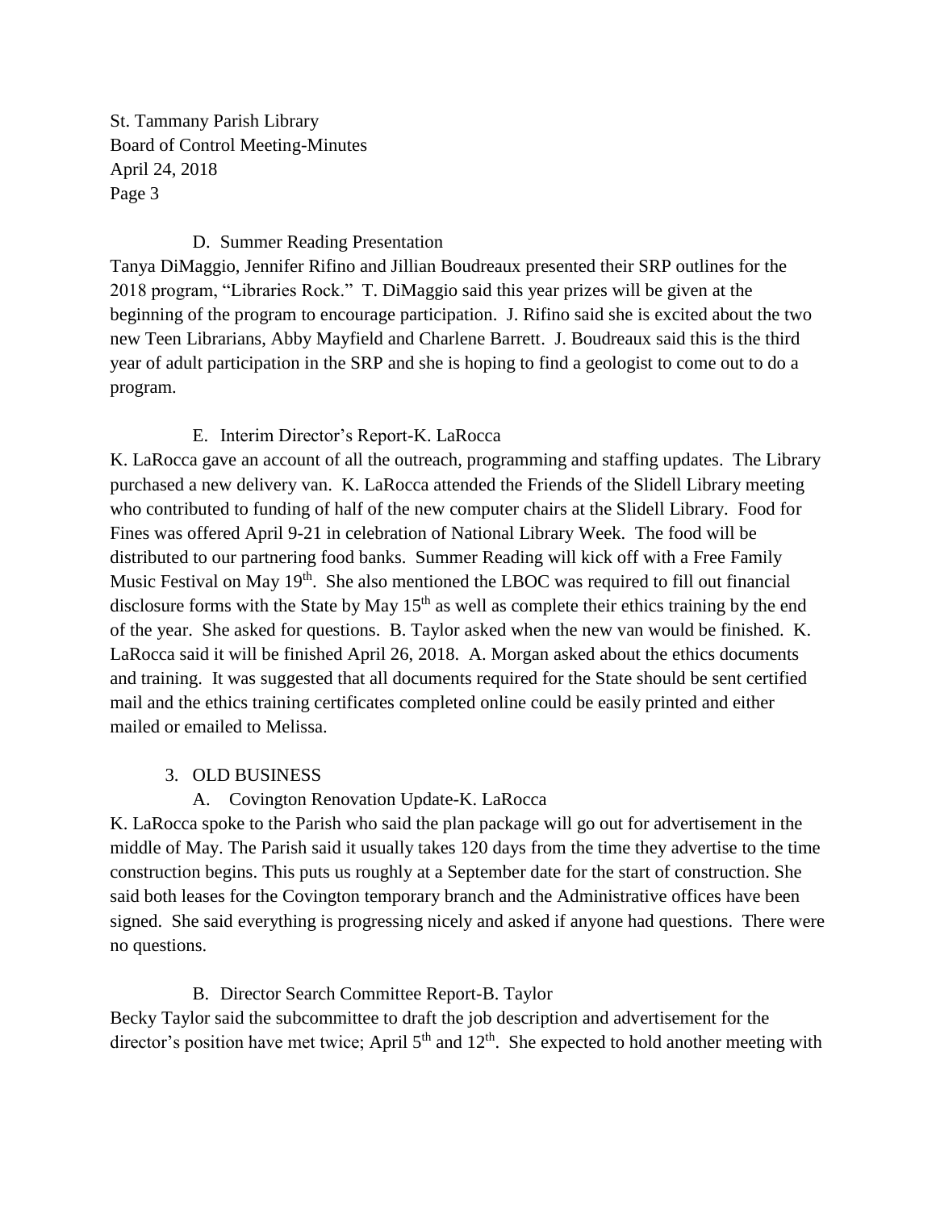D. Summer Reading Presentation

Tanya DiMaggio, Jennifer Rifino and Jillian Boudreaux presented their SRP outlines for the 2018 program, "Libraries Rock." T. DiMaggio said this year prizes will be given at the beginning of the program to encourage participation. J. Rifino said she is excited about the two new Teen Librarians, Abby Mayfield and Charlene Barrett. J. Boudreaux said this is the third year of adult participation in the SRP and she is hoping to find a geologist to come out to do a program.

E. Interim Director's Report-K. LaRocca

K. LaRocca gave an account of all the outreach, programming and staffing updates. The Library purchased a new delivery van. K. LaRocca attended the Friends of the Slidell Library meeting who contributed to funding of half of the new computer chairs at the Slidell Library. Food for Fines was offered April 9-21 in celebration of National Library Week. The food will be distributed to our partnering food banks. Summer Reading will kick off with a Free Family Music Festival on May 19th. She also mentioned the LBOC was required to fill out financial disclosure forms with the State by May 15th as well as complete their ethics training by the end of the year. She asked for questions. B. Taylor asked when the new van would be finished. K. LaRocca said it will be finished April 26, 2018. A. Morgan asked about the ethics documents and training. It was suggested that all documents required for the State should be sent certified mail and the ethics training certificates completed online could be easily printed and either mailed or emailed to Melissa.

3. OLD BUSINESS

A. Covington Renovation Update-K. LaRocca

K. LaRocca spoke to the Parish who said the plan package will go out for advertisement in the middle of May. The Parish said it usually takes 120 days from the time they advertise to the time construction begins. This puts us roughly at a September date for the start of construction. She said both leases for the Covington temporary branch and the Administrative offices have been signed. She said everything is progressing nicely and asked if anyone had questions. There were no questions.

B. Director Search Committee Report-B. Taylor

Becky Taylor said the subcommittee to draft the job description and advertisement for the director's position have met twice; April 5th and 12th. She expected to hold another meeting with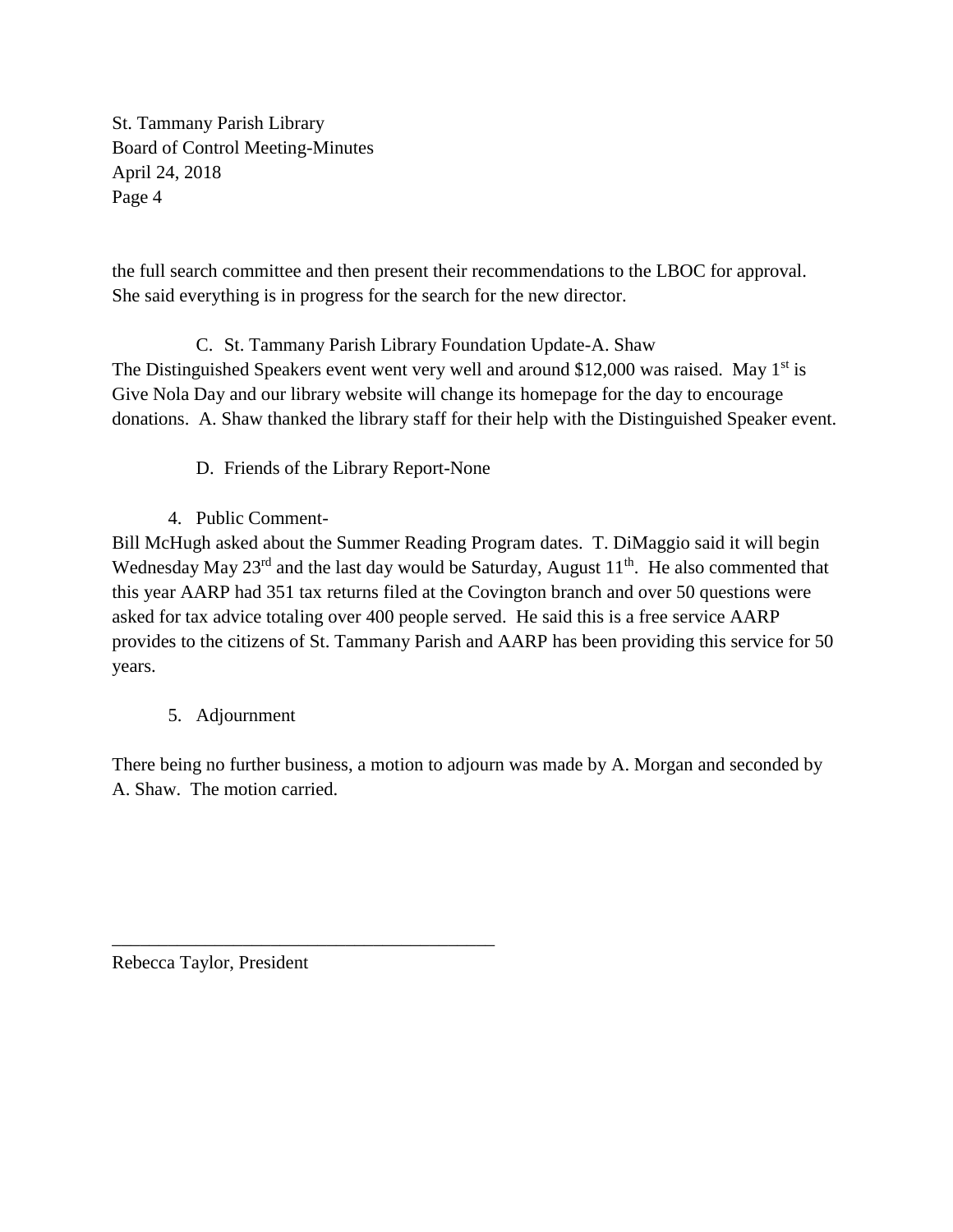the full search committee and then present their recommendations to the LBOC for approval. She said everything is in progress for the search for the new director.

C. St. Tammany Parish Library Foundation Update-A. Shaw

The Distinguished Speakers event went very well and around $12,000 was raised. May 1st is Give Nola Day and our library website will change its homepage for the day to encourage donations. A. Shaw thanked the library staff for their help with the Distinguished Speaker event.

D. Friends of the Library Report-None

4. Public Comment-

Bill McHugh asked about the Summer Reading Program dates. T. DiMaggio said it will begin Wednesday May 23rd and the last day would be Saturday, August 11th. He also commented that this year AARP had 351 tax returns filed at the Covington branch and over 50 questions were asked for tax advice totaling over 400 people served. He said this is a free service AARP provides to the citizens of St. Tammany Parish and AARP has been providing this service for 50 years.

5. Adjournment

There being no further business, a motion to adjourn was made by A. Morgan and seconded by A. Shaw. The motion carried.

\_\_\_\_\_\_\_\_\_\_\_\_\_\_\_\_\_\_\_\_\_\_\_\_\_\_\_\_\_\_\_\_\_\_\_\_\_\_\_\_

Rebecca Taylor, President